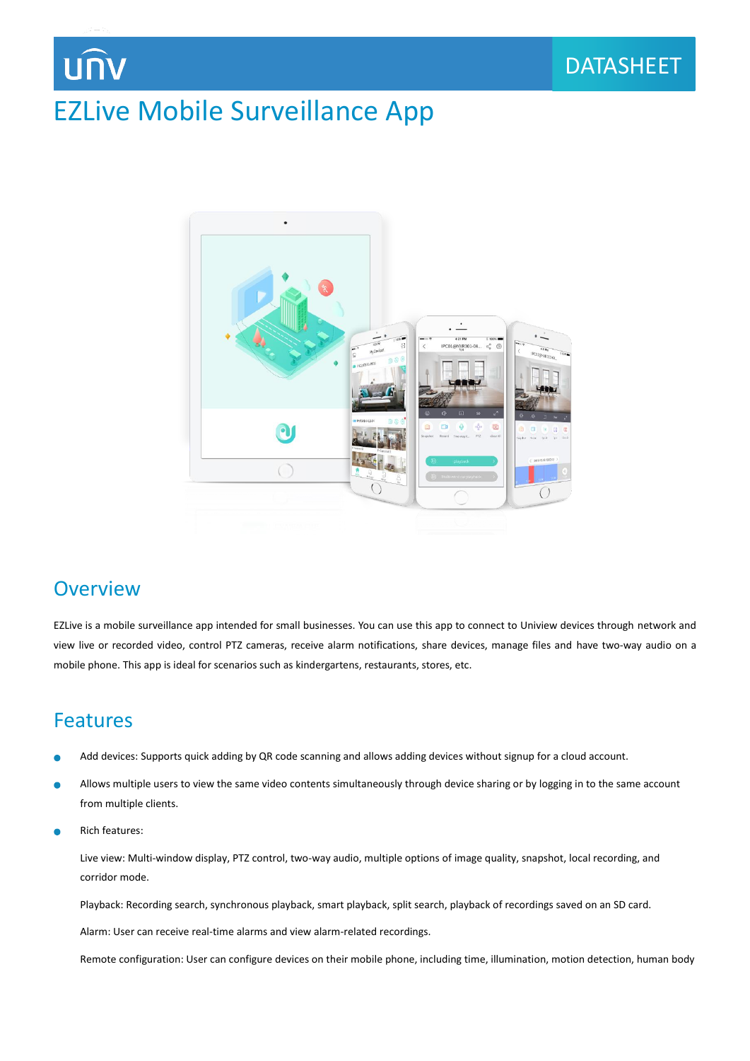# EZLive Mobile Surveillance App

DATASHEET

## Overview

EZLive is a mobile surveillance app intended for small businesses. You can use this app to connect to Uniview devices through network and view live or recorded video, control PTZ cameras, receive alarm notifications, share devices, manage files and have two-way audio on a mobile phone. This app is ideal for scenarios such as kindergartens, restaurants, stores, etc.

## Features

- Add devices: Supports quick adding by QR code scanning and allows adding devices without signup for a cloud account.
- Allows multiple users to view the same video contents simultaneously through device sharing or by logging in to the same account from multiple clients.
- Rich features:

  Live view: Multi-window display, PTZ control, two-way audio, multiple options of image quality, snapshot, local recording, and corridor mode.

  Playback: Recording search, synchronous playback, smart playback, split search, playback of recordings saved on an SD card.

  Alarm: User can receive real-time alarms and view alarm-related recordings.

  Remote configuration: User can configure devices on their mobile phone, including time, illumination, motion detection, human body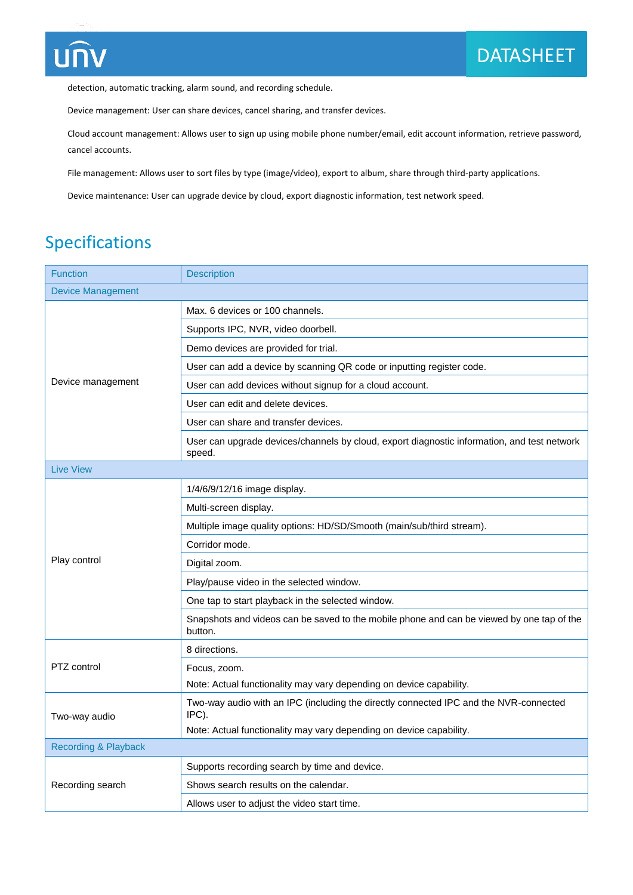detection, automatic tracking, alarm sound, and recording schedule.

Device management: User can share devices, cancel sharing, and transfer devices.

Cloud account management: Allows user to sign up using mobile phone number/email, edit account information, retrieve password, cancel accounts.

File management: Allows user to sort files by type (image/video), export to album, share through third-party applications.

Device maintenance: User can upgrade device by cloud, export diagnostic information, test network speed.

## Specifications

| Function | Description |
|---|---|
| **Device Management** | |
| Device management | Max. 6 devices or 100 channels. |
| | Supports IPC, NVR, video doorbell. |
| | Demo devices are provided for trial. |
| | User can add a device by scanning QR code or inputting register code. |
| | User can add devices without signup for a cloud account. |
| | User can edit and delete devices. |
| | User can share and transfer devices. |
| | User can upgrade devices/channels by cloud, export diagnostic information, and test network speed. |
| **Live View** | |
| Play control | 1/4/6/9/12/16 image display. |
| | Multi-screen display. |
| | Multiple image quality options: HD/SD/Smooth (main/sub/third stream). |
| | Corridor mode. |
| | Digital zoom. |
| | Play/pause video in the selected window. |
| | One tap to start playback in the selected window. |
| | Snapshots and videos can be saved to the mobile phone and can be viewed by one tap of the button. |
| PTZ control | 8 directions. |
| | Focus, zoom.<br>Note: Actual functionality may vary depending on device capability. |
| Two-way audio | Two-way audio with an IPC (including the directly connected IPC and the NVR-connected IPC).<br>Note: Actual functionality may vary depending on device capability. |
| **Recording & Playback** | |
| Recording search | Supports recording search by time and device. |
| | Shows search results on the calendar. |
| | Allows user to adjust the video start time. |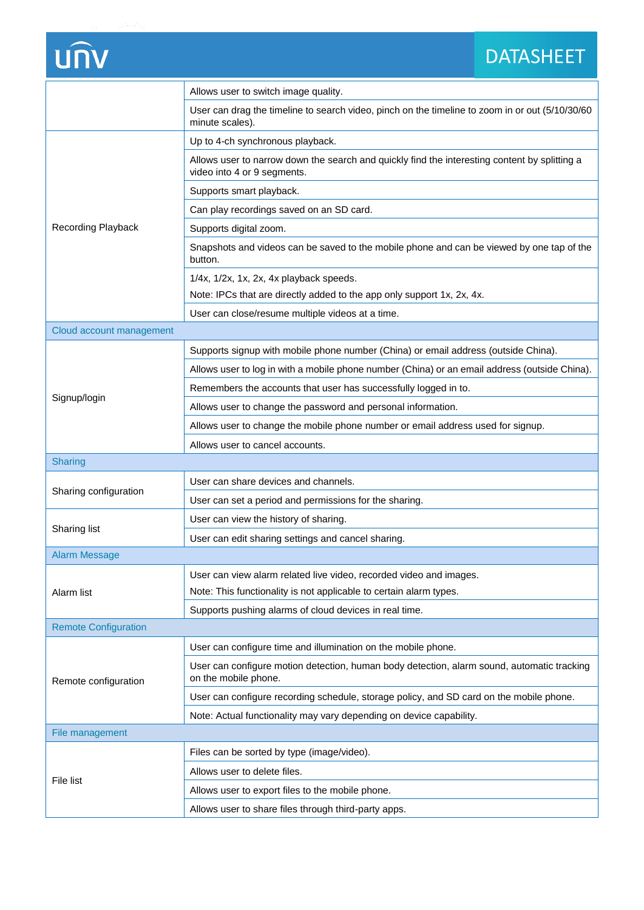| | |
|---|---|
| | Allows user to switch image quality. |
| | User can drag the timeline to search video, pinch on the timeline to zoom in or out (5/10/30/60 minute scales). |
| Recording Playback | Up to 4-ch synchronous playback. |
| | Allows user to narrow down the search and quickly find the interesting content by splitting a video into 4 or 9 segments. |
| | Supports smart playback. |
| | Can play recordings saved on an SD card. |
| | Supports digital zoom. |
| | Snapshots and videos can be saved to the mobile phone and can be viewed by one tap of the button. |
| | 1/4x, 1/2x, 1x, 2x, 4x playback speeds.<br>Note: IPCs that are directly added to the app only support 1x, 2x, 4x. |
| | User can close/resume multiple videos at a time. |
| **Cloud account management** | |
| Signup/login | Supports signup with mobile phone number (China) or email address (outside China). |
| | Allows user to log in with a mobile phone number (China) or an email address (outside China). |
| | Remembers the accounts that user has successfully logged in to. |
| | Allows user to change the password and personal information. |
| | Allows user to change the mobile phone number or email address used for signup. |
| | Allows user to cancel accounts. |
| **Sharing** | |
| Sharing configuration | User can share devices and channels. |
| | User can set a period and permissions for the sharing. |
| Sharing list | User can view the history of sharing. |
| | User can edit sharing settings and cancel sharing. |
| **Alarm Message** | |
| Alarm list | User can view alarm related live video, recorded video and images.<br>Note: This functionality is not applicable to certain alarm types. |
| | Supports pushing alarms of cloud devices in real time. |
| **Remote Configuration** | |
| Remote configuration | User can configure time and illumination on the mobile phone. |
| | User can configure motion detection, human body detection, alarm sound, automatic tracking on the mobile phone. |
| | User can configure recording schedule, storage policy, and SD card on the mobile phone. |
| | Note: Actual functionality may vary depending on device capability. |
| **File management** | |
| File list | Files can be sorted by type (image/video). |
| | Allows user to delete files. |
| | Allows user to export files to the mobile phone. |
| | Allows user to share files through third-party apps. |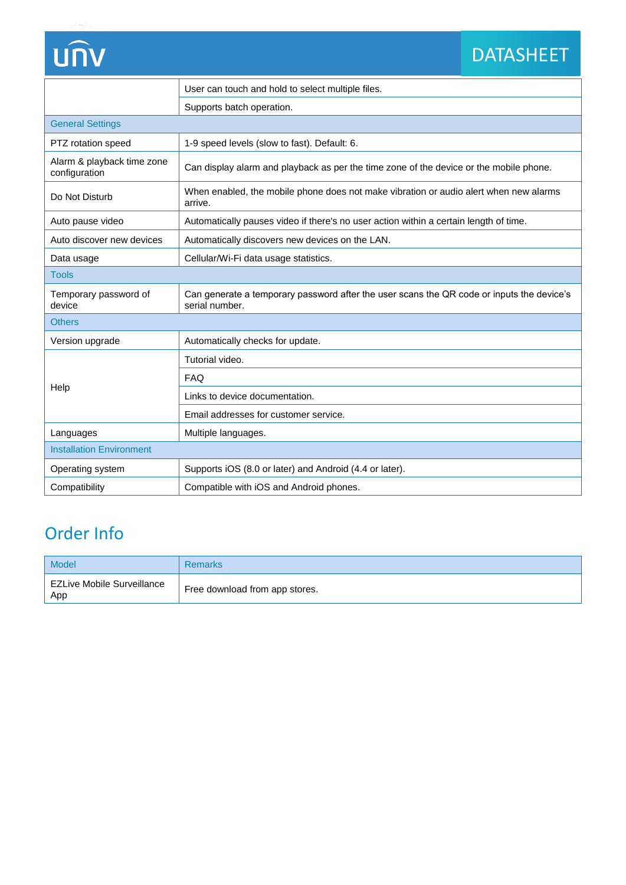| | |
|---|---|
| | User can touch and hold to select multiple files. |
| | Supports batch operation. |
| **General Settings** | |
| PTZ rotation speed | 1-9 speed levels (slow to fast). Default: 6. |
| Alarm & playback time zone configuration | Can display alarm and playback as per the time zone of the device or the mobile phone. |
| Do Not Disturb | When enabled, the mobile phone does not make vibration or audio alert when new alarms arrive. |
| Auto pause video | Automatically pauses video if there's no user action within a certain length of time. |
| Auto discover new devices | Automatically discovers new devices on the LAN. |
| Data usage | Cellular/Wi-Fi data usage statistics. |
| **Tools** | |
| Temporary password of device | Can generate a temporary password after the user scans the QR code or inputs the device's serial number. |
| **Others** | |
| Version upgrade | Automatically checks for update. |
| Help | Tutorial video. |
| | FAQ |
| | Links to device documentation. |
| | Email addresses for customer service. |
| Languages | Multiple languages. |
| **Installation Environment** | |
| Operating system | Supports iOS (8.0 or later) and Android (4.4 or later). |
| Compatibility | Compatible with iOS and Android phones. |

## Order Info

| Model | Remarks |
|---|---|
| EZLive Mobile Surveillance App | Free download from app stores. |